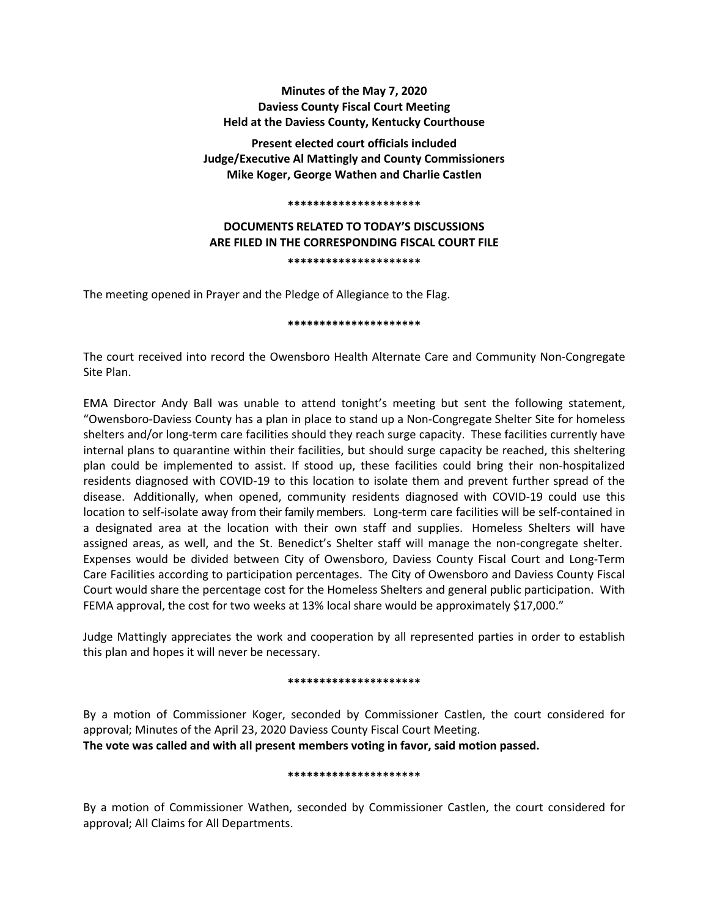**Minutes of the May 7, 2020**
**Daviess County Fiscal Court Meeting**
**Held at the Daviess County, Kentucky Courthouse**

**Present elected court officials included**
**Judge/Executive Al Mattingly and County Commissioners**
**Mike Koger, George Wathen and Charlie Castlen**

*********************

**DOCUMENTS RELATED TO TODAY'S DISCUSSIONS ARE FILED IN THE CORRESPONDING FISCAL COURT FILE**

*********************

The meeting opened in Prayer and the Pledge of Allegiance to the Flag.

*********************

The court received into record the Owensboro Health Alternate Care and Community Non-Congregate Site Plan.

EMA Director Andy Ball was unable to attend tonight's meeting but sent the following statement, "Owensboro-Daviess County has a plan in place to stand up a Non-Congregate Shelter Site for homeless shelters and/or long-term care facilities should they reach surge capacity. These facilities currently have internal plans to quarantine within their facilities, but should surge capacity be reached, this sheltering plan could be implemented to assist. If stood up, these facilities could bring their non-hospitalized residents diagnosed with COVID-19 to this location to isolate them and prevent further spread of the disease. Additionally, when opened, community residents diagnosed with COVID-19 could use this location to self-isolate away from their family members. Long-term care facilities will be self-contained in a designated area at the location with their own staff and supplies. Homeless Shelters will have assigned areas, as well, and the St. Benedict's Shelter staff will manage the non-congregate shelter. Expenses would be divided between City of Owensboro, Daviess County Fiscal Court and Long-Term Care Facilities according to participation percentages. The City of Owensboro and Daviess County Fiscal Court would share the percentage cost for the Homeless Shelters and general public participation. With FEMA approval, the cost for two weeks at 13% local share would be approximately $17,000."

Judge Mattingly appreciates the work and cooperation by all represented parties in order to establish this plan and hopes it will never be necessary.

*********************

By a motion of Commissioner Koger, seconded by Commissioner Castlen, the court considered for approval; Minutes of the April 23, 2020 Daviess County Fiscal Court Meeting.
**The vote was called and with all present members voting in favor, said motion passed.**

*********************

By a motion of Commissioner Wathen, seconded by Commissioner Castlen, the court considered for approval; All Claims for All Departments.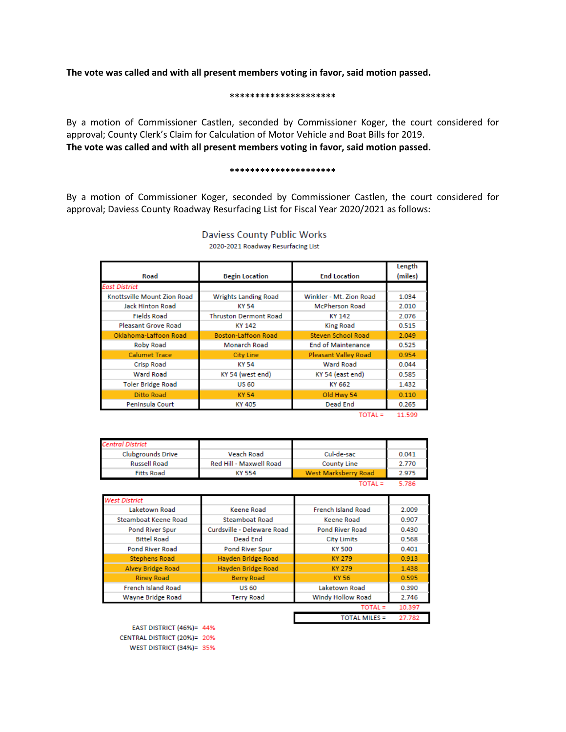**The vote was called and with all present members voting in favor, said motion passed.**

********************

By a motion of Commissioner Castlen, seconded by Commissioner Koger, the court considered for approval; County Clerk's Claim for Calculation of Motor Vehicle and Boat Bills for 2019.
**The vote was called and with all present members voting in favor, said motion passed.**

********************

By a motion of Commissioner Koger, seconded by Commissioner Castlen, the court considered for approval; Daviess County Roadway Resurfacing List for Fiscal Year 2020/2021 as follows:

Daviess County Public Works

2020-2021 Roadway Resurfacing List

| Road | Begin Location | End Location | Length (miles) |
|---|---|---|---|
| *East District* | | | |
| Knottsville Mount Zion Road | Wrights Landing Road | Winkler - Mt. Zion Road | 1.034 |
| Jack Hinton Road | KY 54 | McPherson Road | 2.010 |
| Fields Road | Thruston Dermont Road | KY 142 | 2.076 |
| Pleasant Grove Road | KY 142 | King Road | 0.515 |
| Oklahoma-Laffoon Road | Boston-Laffoon Road | Steven School Road | 2.049 |
| Roby Road | Monarch Road | End of Maintenance | 0.525 |
| Calumet Trace | City Line | Pleasant Valley Road | 0.954 |
| Crisp Road | KY 54 | Ward Road | 0.044 |
| Ward Road | KY 54 (west end) | KY 54 (east end) | 0.585 |
| Toler Bridge Road | US 60 | KY 662 | 1.432 |
| Ditto Road | KY 54 | Old Hwy 54 | 0.110 |
| Peninsula Court | KY 405 | Dead End | 0.265 |
| | | TOTAL = | 11.599 |
| *Central District* | | | |
| Clubgrounds Drive | Veach Road | Cul-de-sac | 0.041 |
| Russell Road | Red Hill - Maxwell Road | County Line | 2.770 |
| Fitts Road | KY 554 | West Marksberry Road | 2.975 |
| | | TOTAL = | 5.786 |
| *West District* | | | |
| Laketown Road | Keene Road | French Island Road | 2.009 |
| Steamboat Keene Road | Steamboat Road | Keene Road | 0.907 |
| Pond River Spur | Curdsville - Deleware Road | Pond River Road | 0.430 |
| Bittel Road | Dead End | City Limits | 0.568 |
| Pond River Road | Pond River Spur | KY 500 | 0.401 |
| Stephens Road | Hayden Bridge Road | KY 279 | 0.913 |
| Alvey Bridge Road | Hayden Bridge Road | KY 279 | 1.438 |
| Riney Road | Berry Road | KY 56 | 0.595 |
| French Island Road | US 60 | Laketown Road | 0.390 |
| Wayne Bridge Road | Terry Road | Windy Hollow Road | 2.746 |
| | | TOTAL = | 10.397 |
| | | TOTAL MILES = | 27.782 |

EAST DISTRICT (46%)= 44%
CENTRAL DISTRICT (20%)= 20%
WEST DISTRICT (34%)= 35%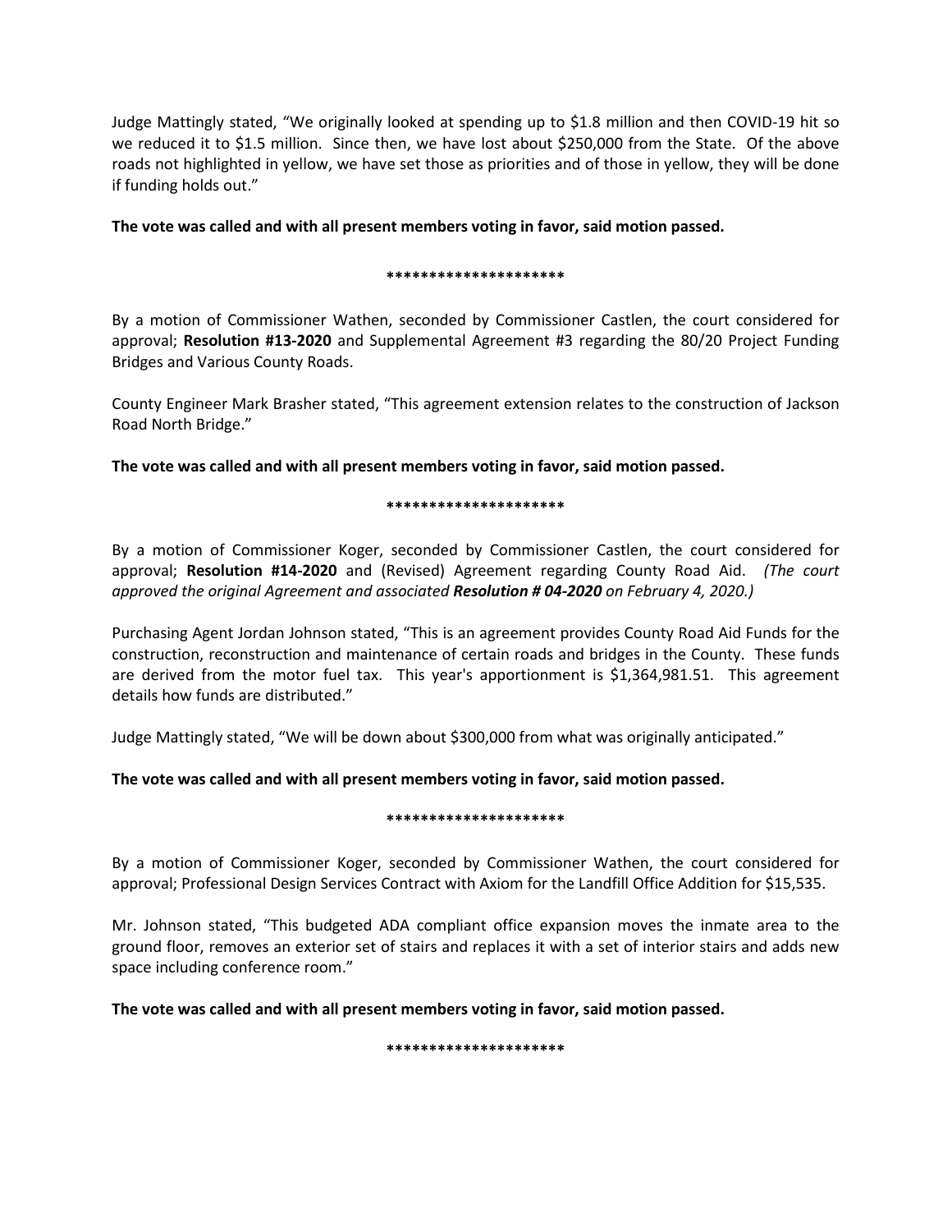Judge Mattingly stated, "We originally looked at spending up to $1.8 million and then COVID-19 hit so we reduced it to $1.5 million. Since then, we have lost about $250,000 from the State. Of the above roads not highlighted in yellow, we have set those as priorities and of those in yellow, they will be done if funding holds out."

**The vote was called and with all present members voting in favor, said motion passed.**

*********************

By a motion of Commissioner Wathen, seconded by Commissioner Castlen, the court considered for approval; **Resolution #13-2020** and Supplemental Agreement #3 regarding the 80/20 Project Funding Bridges and Various County Roads.

County Engineer Mark Brasher stated, "This agreement extension relates to the construction of Jackson Road North Bridge."

**The vote was called and with all present members voting in favor, said motion passed.**

*********************

By a motion of Commissioner Koger, seconded by Commissioner Castlen, the court considered for approval; **Resolution #14-2020** and (Revised) Agreement regarding County Road Aid. *(The court approved the original Agreement and associated **Resolution # 04-2020** on February 4, 2020.)*

Purchasing Agent Jordan Johnson stated, "This is an agreement provides County Road Aid Funds for the construction, reconstruction and maintenance of certain roads and bridges in the County. These funds are derived from the motor fuel tax. This year's apportionment is $1,364,981.51. This agreement details how funds are distributed."

Judge Mattingly stated, "We will be down about $300,000 from what was originally anticipated."

**The vote was called and with all present members voting in favor, said motion passed.**

*********************

By a motion of Commissioner Koger, seconded by Commissioner Wathen, the court considered for approval; Professional Design Services Contract with Axiom for the Landfill Office Addition for $15,535.

Mr. Johnson stated, "This budgeted ADA compliant office expansion moves the inmate area to the ground floor, removes an exterior set of stairs and replaces it with a set of interior stairs and adds new space including conference room."

**The vote was called and with all present members voting in favor, said motion passed.**

*********************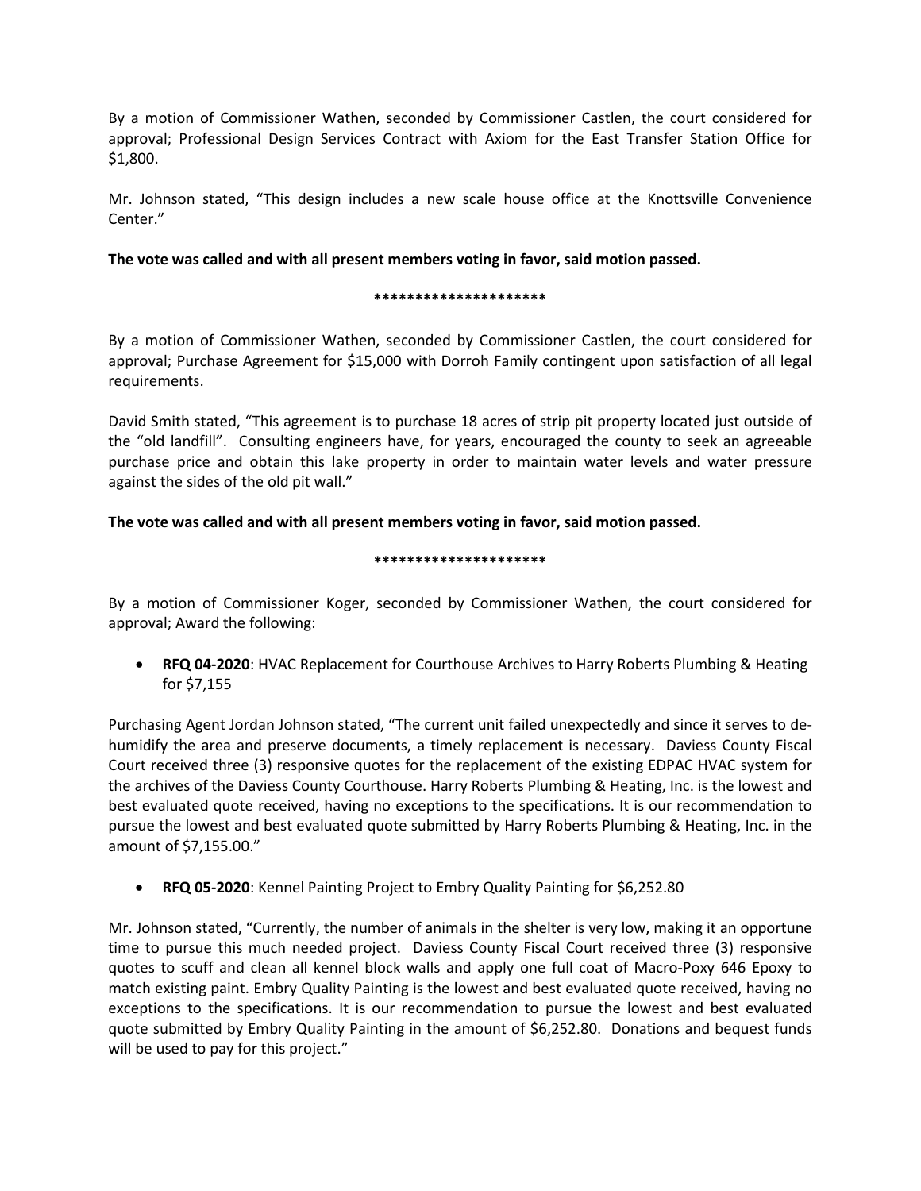By a motion of Commissioner Wathen, seconded by Commissioner Castlen, the court considered for approval; Professional Design Services Contract with Axiom for the East Transfer Station Office for $1,800.

Mr. Johnson stated, "This design includes a new scale house office at the Knottsville Convenience Center."

**The vote was called and with all present members voting in favor, said motion passed.**

*********************

By a motion of Commissioner Wathen, seconded by Commissioner Castlen, the court considered for approval; Purchase Agreement for $15,000 with Dorroh Family contingent upon satisfaction of all legal requirements.

David Smith stated, "This agreement is to purchase 18 acres of strip pit property located just outside of the "old landfill". Consulting engineers have, for years, encouraged the county to seek an agreeable purchase price and obtain this lake property in order to maintain water levels and water pressure against the sides of the old pit wall."

**The vote was called and with all present members voting in favor, said motion passed.**

*********************

By a motion of Commissioner Koger, seconded by Commissioner Wathen, the court considered for approval; Award the following:

- **RFQ 04-2020**: HVAC Replacement for Courthouse Archives to Harry Roberts Plumbing & Heating for $7,155

Purchasing Agent Jordan Johnson stated, "The current unit failed unexpectedly and since it serves to de-humidify the area and preserve documents, a timely replacement is necessary. Daviess County Fiscal Court received three (3) responsive quotes for the replacement of the existing EDPAC HVAC system for the archives of the Daviess County Courthouse. Harry Roberts Plumbing & Heating, Inc. is the lowest and best evaluated quote received, having no exceptions to the specifications. It is our recommendation to pursue the lowest and best evaluated quote submitted by Harry Roberts Plumbing & Heating, Inc. in the amount of $7,155.00."

- **RFQ 05-2020**: Kennel Painting Project to Embry Quality Painting for $6,252.80

Mr. Johnson stated, "Currently, the number of animals in the shelter is very low, making it an opportune time to pursue this much needed project. Daviess County Fiscal Court received three (3) responsive quotes to scuff and clean all kennel block walls and apply one full coat of Macro-Poxy 646 Epoxy to match existing paint. Embry Quality Painting is the lowest and best evaluated quote received, having no exceptions to the specifications. It is our recommendation to pursue the lowest and best evaluated quote submitted by Embry Quality Painting in the amount of $6,252.80. Donations and bequest funds will be used to pay for this project."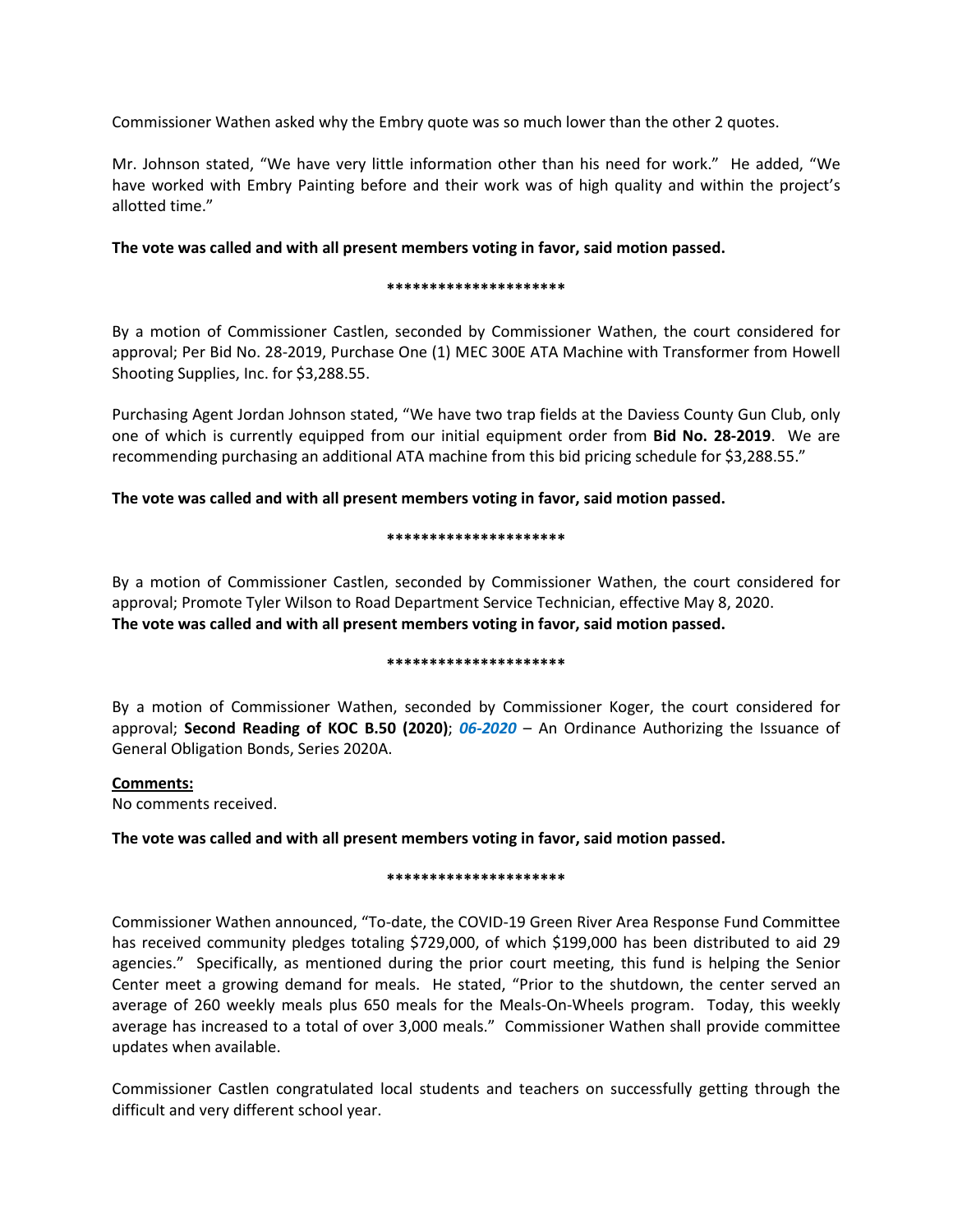Commissioner Wathen asked why the Embry quote was so much lower than the other 2 quotes.

Mr. Johnson stated, "We have very little information other than his need for work." He added, "We have worked with Embry Painting before and their work was of high quality and within the project's allotted time."

**The vote was called and with all present members voting in favor, said motion passed.**

*********************

By a motion of Commissioner Castlen, seconded by Commissioner Wathen, the court considered for approval; Per Bid No. 28-2019, Purchase One (1) MEC 300E ATA Machine with Transformer from Howell Shooting Supplies, Inc. for $3,288.55.

Purchasing Agent Jordan Johnson stated, "We have two trap fields at the Daviess County Gun Club, only one of which is currently equipped from our initial equipment order from **Bid No. 28-2019**. We are recommending purchasing an additional ATA machine from this bid pricing schedule for $3,288.55."

**The vote was called and with all present members voting in favor, said motion passed.**

*********************

By a motion of Commissioner Castlen, seconded by Commissioner Wathen, the court considered for approval; Promote Tyler Wilson to Road Department Service Technician, effective May 8, 2020.
**The vote was called and with all present members voting in favor, said motion passed.**

*********************

By a motion of Commissioner Wathen, seconded by Commissioner Koger, the court considered for approval; **Second Reading of KOC B.50 (2020)**; ***06-2020*** – An Ordinance Authorizing the Issuance of General Obligation Bonds, Series 2020A.

**Comments:**
No comments received.

**The vote was called and with all present members voting in favor, said motion passed.**

*********************

Commissioner Wathen announced, "To-date, the COVID-19 Green River Area Response Fund Committee has received community pledges totaling $729,000, of which $199,000 has been distributed to aid 29 agencies." Specifically, as mentioned during the prior court meeting, this fund is helping the Senior Center meet a growing demand for meals. He stated, "Prior to the shutdown, the center served an average of 260 weekly meals plus 650 meals for the Meals-On-Wheels program. Today, this weekly average has increased to a total of over 3,000 meals." Commissioner Wathen shall provide committee updates when available.

Commissioner Castlen congratulated local students and teachers on successfully getting through the difficult and very different school year.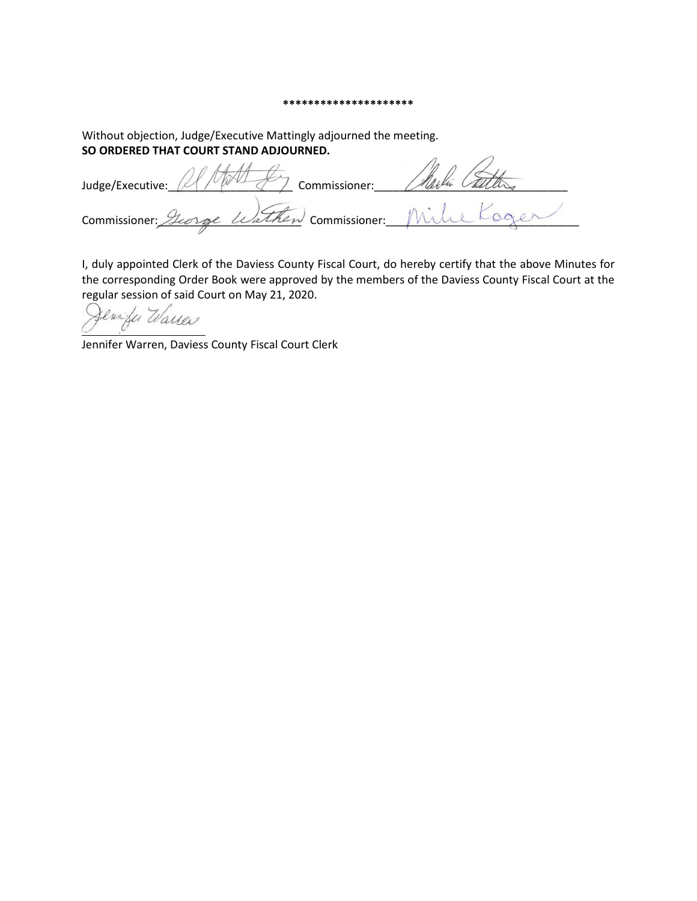********************

Without objection, Judge/Executive Mattingly adjourned the meeting.
**SO ORDERED THAT COURT STAND ADJOURNED.**

Judge/Executive:__________________ Commissioner:__________________

Commissioner: George Wathen Commissioner: Mike Koger

I, duly appointed Clerk of the Daviess County Fiscal Court, do hereby certify that the above Minutes for the corresponding Order Book were approved by the members of the Daviess County Fiscal Court at the regular session of said Court on May 21, 2020.

Jennifer Warren

Jennifer Warren, Daviess County Fiscal Court Clerk